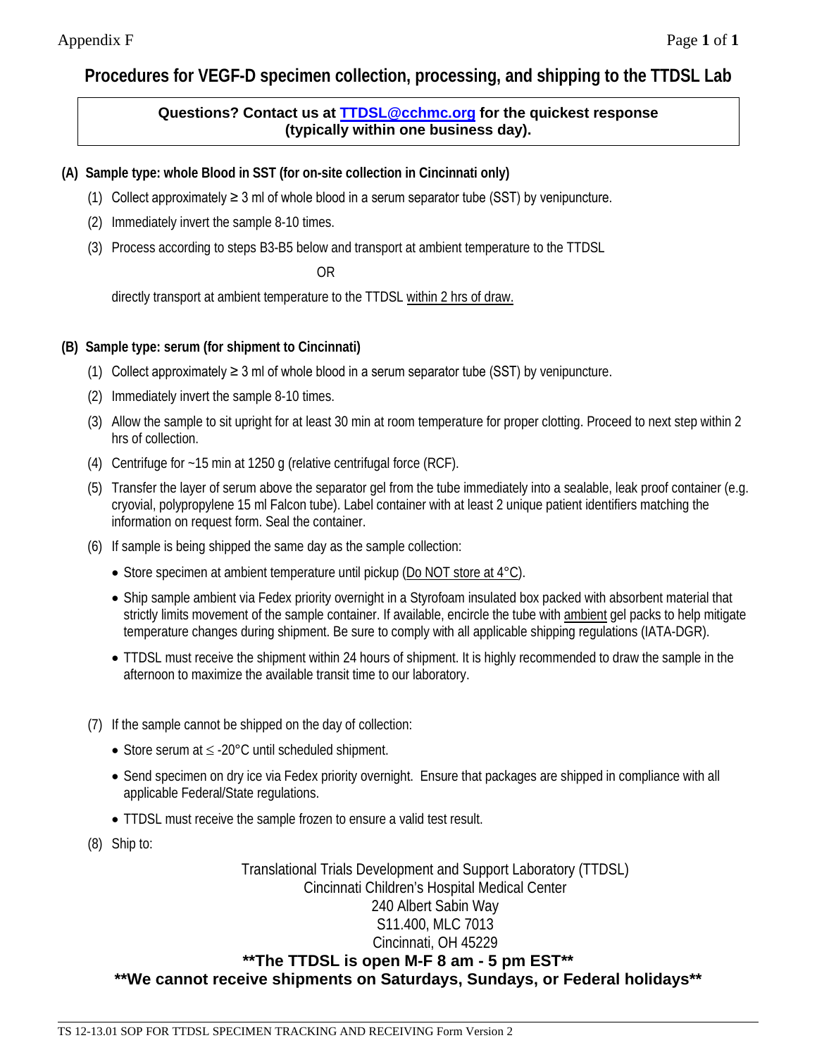# Procedures for VEGF-D specimen collection, processing, and shipping to the TTDSL Lab

**Questions? Contact us at [TTDSL@cchmc.org](mailto:TTDSL@cchmc.org) for the quickest response (typically within one business day).**

## (A) Sample type: whole Blood in SST (for on-site collection in Cincinnati only)

(1) Collect approximately ≥ 3 ml of whole blood in a serum separator tube (SST) by venipuncture.

(2) Immediately invert the sample 8-10 times.

(3) Process according to steps B3-B5 below and transport at ambient temperature to the TTDSL

OR

directly transport at ambient temperature to the TTDSL <u>within 2 hrs of draw.</u>

## (B) Sample type: serum (for shipment to Cincinnati)

(1) Collect approximately ≥ 3 ml of whole blood in a serum separator tube (SST) by venipuncture.

(2) Immediately invert the sample 8-10 times.

(3) Allow the sample to sit upright for at least 30 min at room temperature for proper clotting. Proceed to next step within 2 hrs of collection.

(4) Centrifuge for ~15 min at 1250 g (relative centrifugal force (RCF).

(5) Transfer the layer of serum above the separator gel from the tube immediately into a sealable, leak proof container (e.g. cryovial, polypropylene 15 ml Falcon tube). Label container with at least 2 unique patient identifiers matching the information on request form. Seal the container.

(6) If sample is being shipped the same day as the sample collection:

- Store specimen at ambient temperature until pickup (<u>Do NOT store at 4°C</u>).
- Ship sample ambient via Fedex priority overnight in a Styrofoam insulated box packed with absorbent material that strictly limits movement of the sample container. If available, encircle the tube with <u>ambient</u> gel packs to help mitigate temperature changes during shipment. Be sure to comply with all applicable shipping regulations (IATA-DGR).
- TTDSL must receive the shipment within 24 hours of shipment. It is highly recommended to draw the sample in the afternoon to maximize the available transit time to our laboratory.

(7) If the sample cannot be shipped on the day of collection:

- Store serum at ≤ -20°C until scheduled shipment.
- Send specimen on dry ice via Fedex priority overnight. Ensure that packages are shipped in compliance with all applicable Federal/State regulations.
- TTDSL must receive the sample frozen to ensure a valid test result.

(8) Ship to:

Translational Trials Development and Support Laboratory (TTDSL)
Cincinnati Children's Hospital Medical Center
240 Albert Sabin Way
S11.400, MLC 7013
Cincinnati, OH 45229

**\*\*The TTDSL is open M-F 8 am - 5 pm EST\*\***

**\*\*We cannot receive shipments on Saturdays, Sundays, or Federal holidays\*\***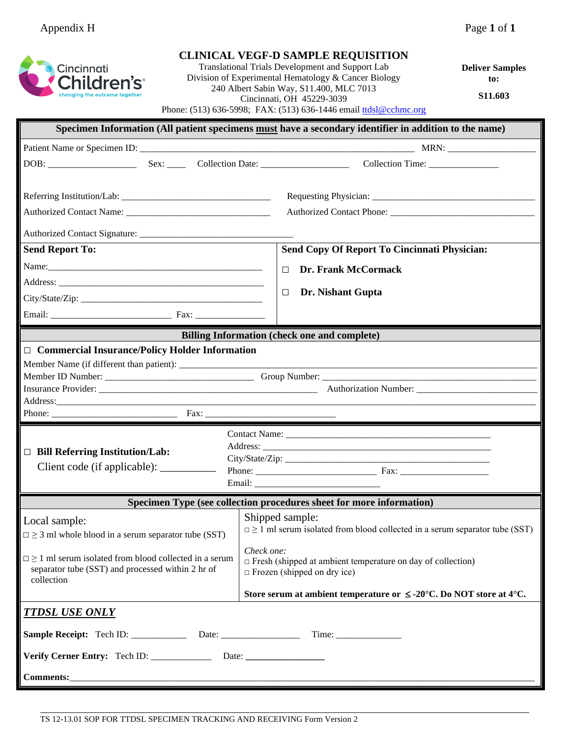Cincinnati Children's
changing the outcome together

# CLINICAL VEGF-D SAMPLE REQUISITION

Translational Trials Development and Support Lab
Division of Experimental Hematology & Cancer Biology
240 Albert Sabin Way, S11.400, MLC 7013
Cincinnati, OH 45229-3039
Phone: (513) 636-5998; FAX: (513) 636-1446 email ttdsl@cchmc.org

**Deliver Samples to:**

**S11.603**

## Specimen Information (All patient specimens must have a secondary identifier in addition to the name)

Patient Name or Specimen ID: ____________________ MRN: ____________

DOB: ____________ Sex: ____ Collection Date: ____________ Collection Time: ____________

Referring Institution/Lab: ____________________ Requesting Physician: ____________________

Authorized Contact Name: ____________________ Authorized Contact Phone: ____________________

Authorized Contact Signature: ____________________

| **Send Report To:** | **Send Copy Of Report To Cincinnati Physician:** |
|---|---|
| Name: ____________________ | □ **Dr. Frank McCormack** |
| Address: ____________________ | □ **Dr. Nishant Gupta** |
| City/State/Zip: ____________________ | |
| Email: ____________ Fax: ____________ | |

## Billing Information (check one and complete)

□ **Commercial Insurance/Policy Holder Information**

Member Name (if different than patient): ____________________

Member ID Number: ____________ Group Number: ____________

Insurance Provider: ____________ Authorization Number: ____________

Address: ____________________

Phone: ____________ Fax: ____________

□ **Bill Referring Institution/Lab:**
Client code (if applicable): ____________

Contact Name: ____________________
Address: ____________________
City/State/Zip: ____________________
Phone: ____________ Fax: ____________
Email: ____________________

## Specimen Type (see collection procedures sheet for more information)

| Local sample: | Shipped sample: |
|---|---|
| □ ≥ 3 ml whole blood in a serum separator tube (SST) | □ ≥ 1 ml serum isolated from blood collected in a serum separator tube (SST) |
| □ ≥ 1 ml serum isolated from blood collected in a serum separator tube (SST) and processed within 2 hr of collection | *Check one:*<br>□ Fresh (shipped at ambient temperature on day of collection)<br>□ Frozen (shipped on dry ice) |
| | **Store serum at ambient temperature or ≤ -20°C. Do NOT store at 4°C.** |

***TTDSL USE ONLY***

**Sample Receipt:** Tech ID: ____________ Date: ____________ Time: ____________

**Verify Cerner Entry:** Tech ID: ____________ Date: ____________

**Comments:** ____________________

TS 12-13.01 SOP FOR TTDSL SPECIMEN TRACKING AND RECEIVING Form Version 2